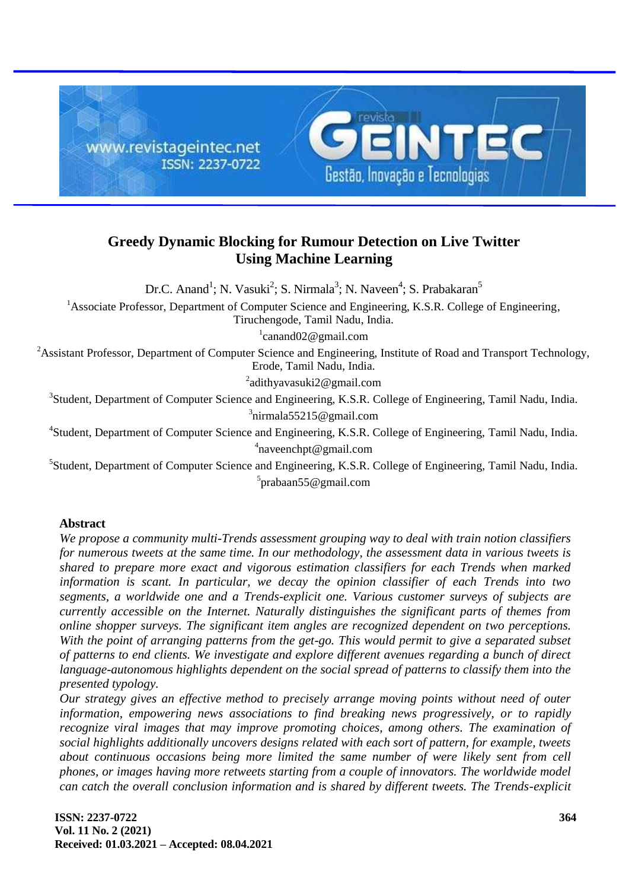# Greedy Dynamic Blocking for Rumour Detection on Live Twitter Using Machine Learning

Dr.C. Anand[1]; N. Vasuki[2]; S. Nirmala[3]; N. Naveen[4]; S. Prabakaran[5]

[1]Associate Professor, Department of Computer Science and Engineering, K.S.R. College of Engineering, Tiruchengode, Tamil Nadu, India.

[1]canand02@gmail.com

[2]Assistant Professor, Department of Computer Science and Engineering, Institute of Road and Transport Technology, Erode, Tamil Nadu, India.

[2]adithyavasuki2@gmail.com

[3]Student, Department of Computer Science and Engineering, K.S.R. College of Engineering, Tamil Nadu, India.

[3]nirmala55215@gmail.com

[4]Student, Department of Computer Science and Engineering, K.S.R. College of Engineering, Tamil Nadu, India.

[4]naveenchpt@gmail.com

[5]Student, Department of Computer Science and Engineering, K.S.R. College of Engineering, Tamil Nadu, India.

[5]prabaan55@gmail.com

## Abstract

*We propose a community multi-Trends assessment grouping way to deal with train notion classifiers for numerous tweets at the same time. In our methodology, the assessment data in various tweets is shared to prepare more exact and vigorous estimation classifiers for each Trends when marked information is scant. In particular, we decay the opinion classifier of each Trends into two segments, a worldwide one and a Trends-explicit one. Various customer surveys of subjects are currently accessible on the Internet. Naturally distinguishes the significant parts of themes from online shopper surveys. The significant item angles are recognized dependent on two perceptions. With the point of arranging patterns from the get-go. This would permit to give a separated subset of patterns to end clients. We investigate and explore different avenues regarding a bunch of direct language-autonomous highlights dependent on the social spread of patterns to classify them into the presented typology.*

*Our strategy gives an effective method to precisely arrange moving points without need of outer information, empowering news associations to find breaking news progressively, or to rapidly recognize viral images that may improve promoting choices, among others. The examination of social highlights additionally uncovers designs related with each sort of pattern, for example, tweets about continuous occasions being more limited the same number of were likely sent from cell phones, or images having more retweets starting from a couple of innovators. The worldwide model can catch the overall conclusion information and is shared by different tweets. The Trends-explicit*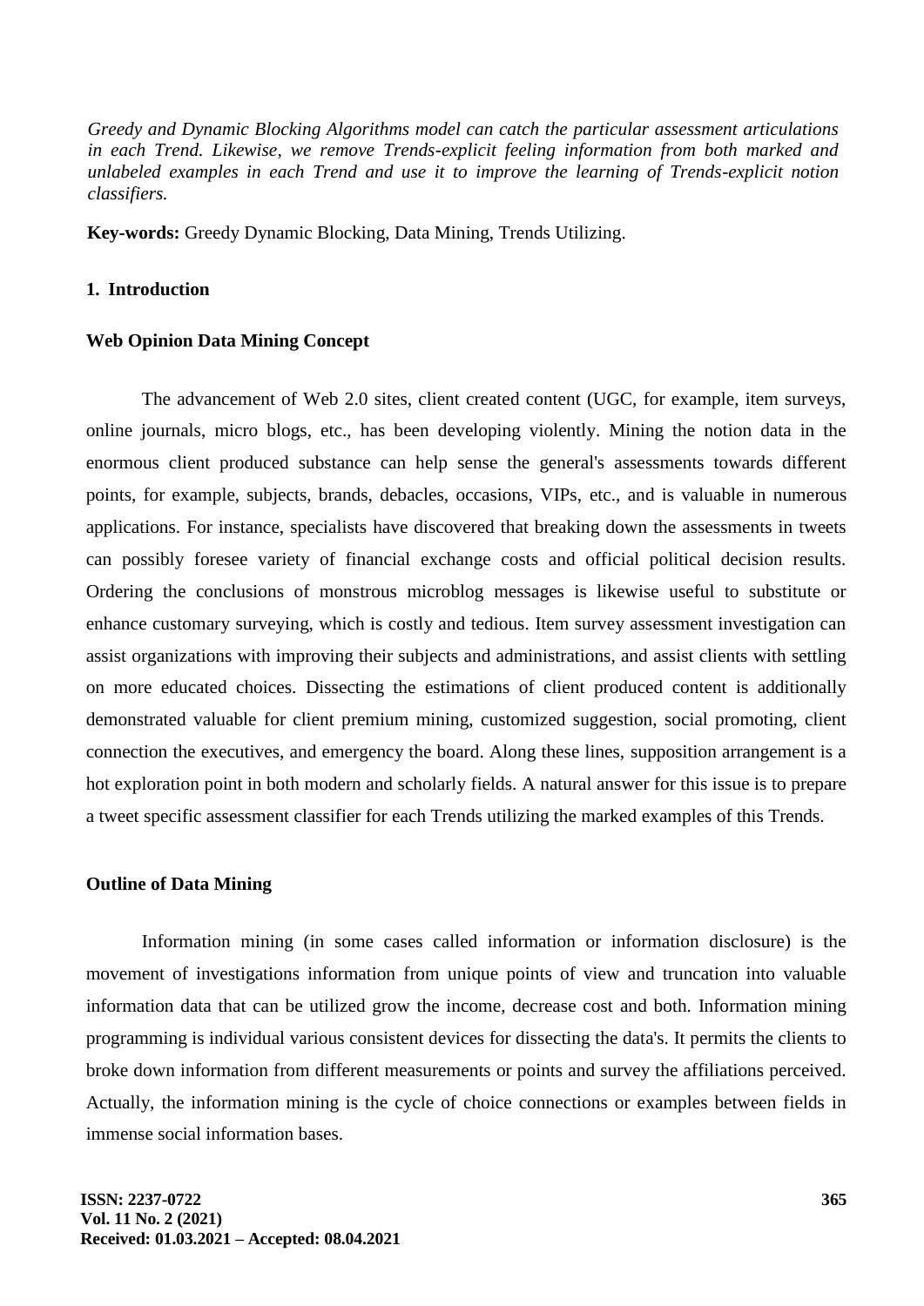*Greedy and Dynamic Blocking Algorithms model can catch the particular assessment articulations in each Trend. Likewise, we remove Trends-explicit feeling information from both marked and unlabeled examples in each Trend and use it to improve the learning of Trends-explicit notion classifiers.*

**Key-words:** Greedy Dynamic Blocking, Data Mining, Trends Utilizing.

## 1. Introduction

### Web Opinion Data Mining Concept

The advancement of Web 2.0 sites, client created content (UGC, for example, item surveys, online journals, micro blogs, etc., has been developing violently. Mining the notion data in the enormous client produced substance can help sense the general's assessments towards different points, for example, subjects, brands, debacles, occasions, VIPs, etc., and is valuable in numerous applications. For instance, specialists have discovered that breaking down the assessments in tweets can possibly foresee variety of financial exchange costs and official political decision results. Ordering the conclusions of monstrous microblog messages is likewise useful to substitute or enhance customary surveying, which is costly and tedious. Item survey assessment investigation can assist organizations with improving their subjects and administrations, and assist clients with settling on more educated choices. Dissecting the estimations of client produced content is additionally demonstrated valuable for client premium mining, customized suggestion, social promoting, client connection the executives, and emergency the board. Along these lines, supposition arrangement is a hot exploration point in both modern and scholarly fields. A natural answer for this issue is to prepare a tweet specific assessment classifier for each Trends utilizing the marked examples of this Trends.

### Outline of Data Mining

Information mining (in some cases called information or information disclosure) is the movement of investigations information from unique points of view and truncation into valuable information data that can be utilized grow the income, decrease cost and both. Information mining programming is individual various consistent devices for dissecting the data's. It permits the clients to broke down information from different measurements or points and survey the affiliations perceived. Actually, the information mining is the cycle of choice connections or examples between fields in immense social information bases.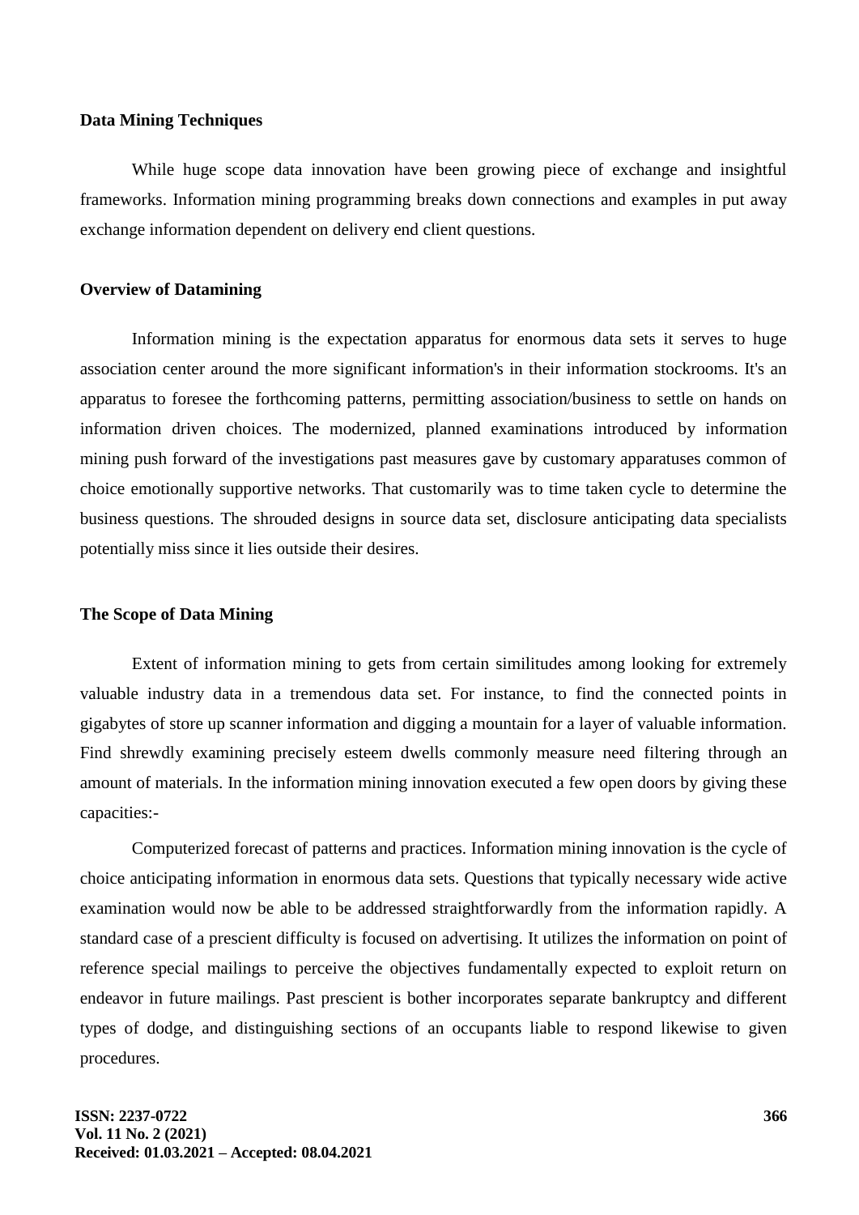**Data Mining Techniques**

While huge scope data innovation have been growing piece of exchange and insightful frameworks. Information mining programming breaks down connections and examples in put away exchange information dependent on delivery end client questions.

**Overview of Datamining**

Information mining is the expectation apparatus for enormous data sets it serves to huge association center around the more significant information's in their information stockrooms. It's an apparatus to foresee the forthcoming patterns, permitting association/business to settle on hands on information driven choices. The modernized, planned examinations introduced by information mining push forward of the investigations past measures gave by customary apparatuses common of choice emotionally supportive networks. That customarily was to time taken cycle to determine the business questions. The shrouded designs in source data set, disclosure anticipating data specialists potentially miss since it lies outside their desires.

**The Scope of Data Mining**

Extent of information mining to gets from certain similitudes among looking for extremely valuable industry data in a tremendous data set. For instance, to find the connected points in gigabytes of store up scanner information and digging a mountain for a layer of valuable information. Find shrewdly examining precisely esteem dwells commonly measure need filtering through an amount of materials. In the information mining innovation executed a few open doors by giving these capacities:-

Computerized forecast of patterns and practices. Information mining innovation is the cycle of choice anticipating information in enormous data sets. Questions that typically necessary wide active examination would now be able to be addressed straightforwardly from the information rapidly. A standard case of a prescient difficulty is focused on advertising. It utilizes the information on point of reference special mailings to perceive the objectives fundamentally expected to exploit return on endeavor in future mailings. Past prescient is bother incorporates separate bankruptcy and different types of dodge, and distinguishing sections of an occupants liable to respond likewise to given procedures.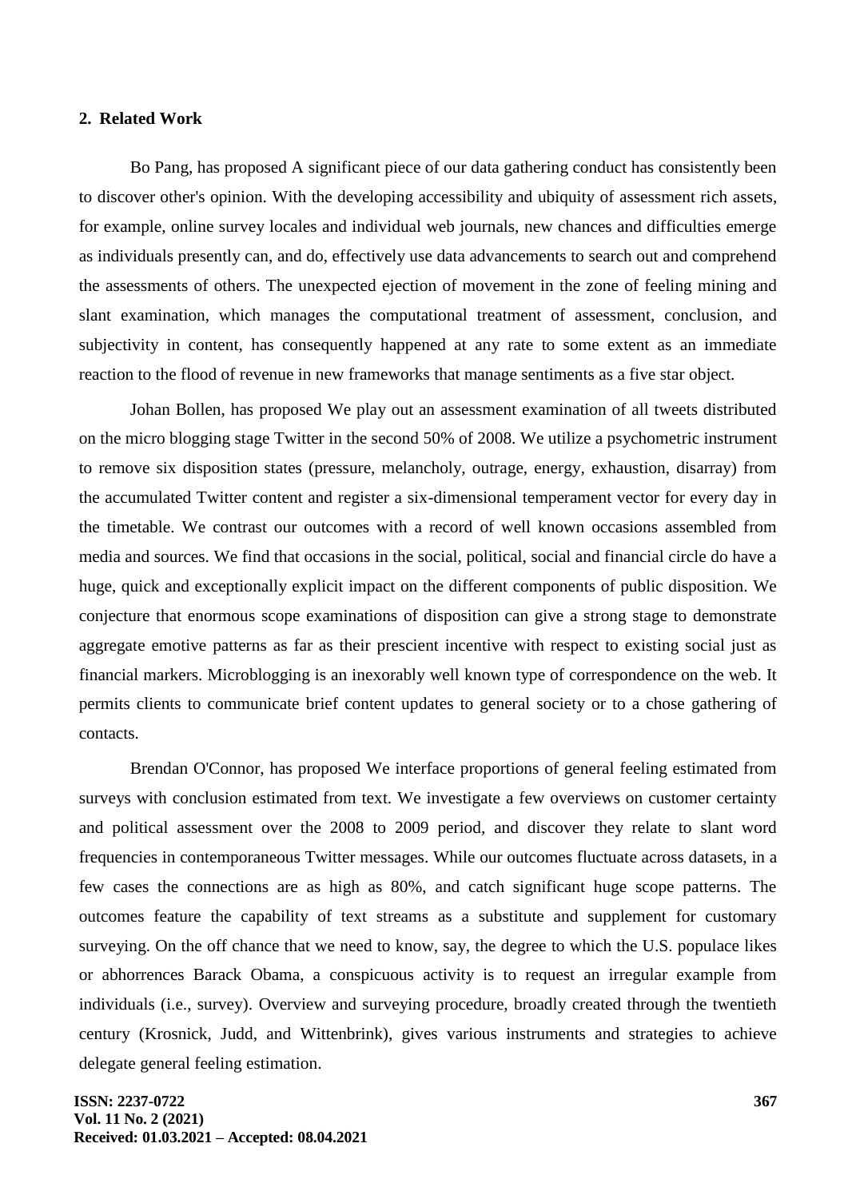## 2. Related Work

Bo Pang, has proposed A significant piece of our data gathering conduct has consistently been to discover other's opinion. With the developing accessibility and ubiquity of assessment rich assets, for example, online survey locales and individual web journals, new chances and difficulties emerge as individuals presently can, and do, effectively use data advancements to search out and comprehend the assessments of others. The unexpected ejection of movement in the zone of feeling mining and slant examination, which manages the computational treatment of assessment, conclusion, and subjectivity in content, has consequently happened at any rate to some extent as an immediate reaction to the flood of revenue in new frameworks that manage sentiments as a five star object.

Johan Bollen, has proposed We play out an assessment examination of all tweets distributed on the micro blogging stage Twitter in the second 50% of 2008. We utilize a psychometric instrument to remove six disposition states (pressure, melancholy, outrage, energy, exhaustion, disarray) from the accumulated Twitter content and register a six-dimensional temperament vector for every day in the timetable. We contrast our outcomes with a record of well known occasions assembled from media and sources. We find that occasions in the social, political, social and financial circle do have a huge, quick and exceptionally explicit impact on the different components of public disposition. We conjecture that enormous scope examinations of disposition can give a strong stage to demonstrate aggregate emotive patterns as far as their prescient incentive with respect to existing social just as financial markers. Microblogging is an inexorably well known type of correspondence on the web. It permits clients to communicate brief content updates to general society or to a chose gathering of contacts.

Brendan O'Connor, has proposed We interface proportions of general feeling estimated from surveys with conclusion estimated from text. We investigate a few overviews on customer certainty and political assessment over the 2008 to 2009 period, and discover they relate to slant word frequencies in contemporaneous Twitter messages. While our outcomes fluctuate across datasets, in a few cases the connections are as high as 80%, and catch significant huge scope patterns. The outcomes feature the capability of text streams as a substitute and supplement for customary surveying. On the off chance that we need to know, say, the degree to which the U.S. populace likes or abhorrences Barack Obama, a conspicuous activity is to request an irregular example from individuals (i.e., survey). Overview and surveying procedure, broadly created through the twentieth century (Krosnick, Judd, and Wittenbrink), gives various instruments and strategies to achieve delegate general feeling estimation.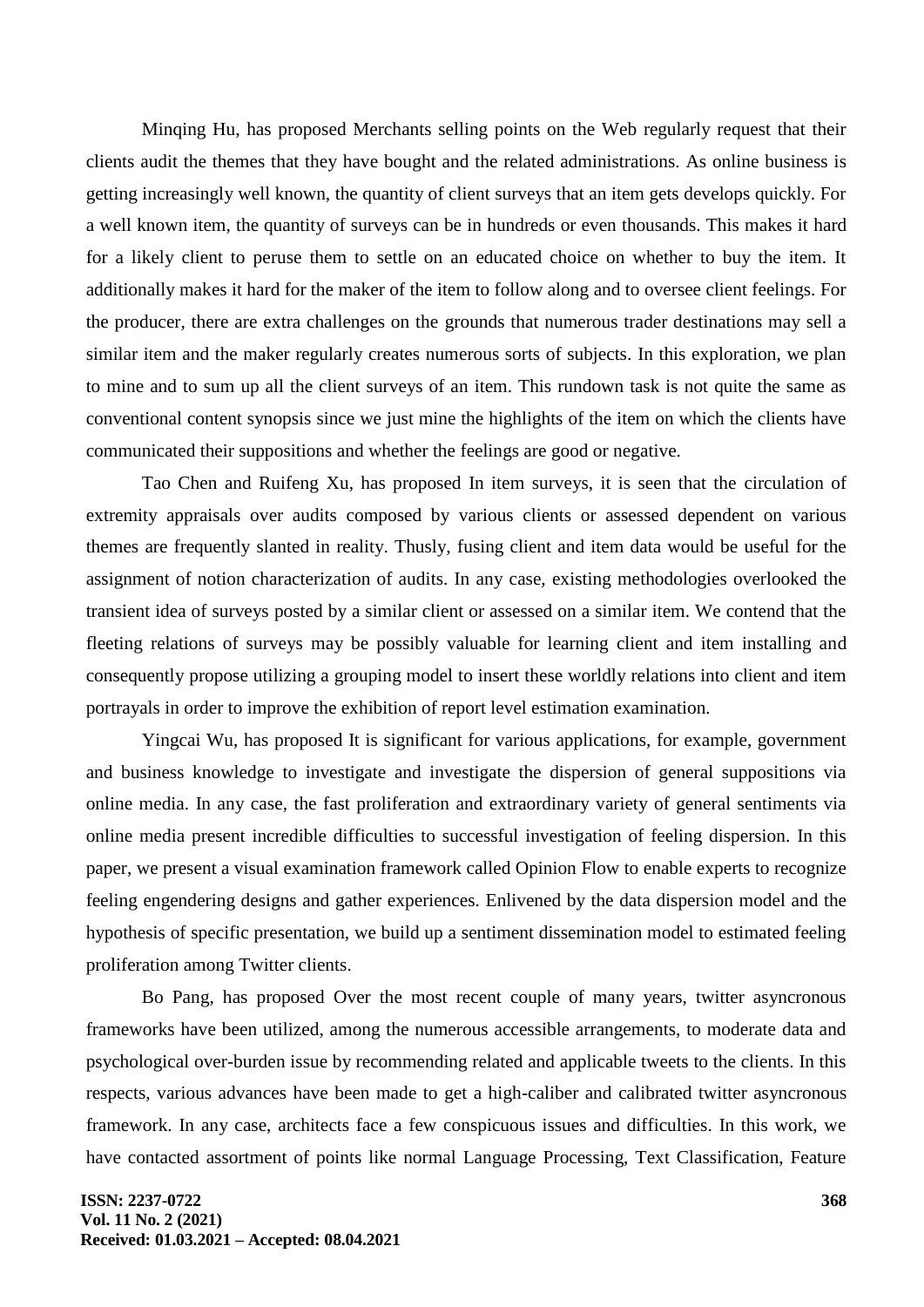Minqing Hu, has proposed Merchants selling points on the Web regularly request that their clients audit the themes that they have bought and the related administrations. As online business is getting increasingly well known, the quantity of client surveys that an item gets develops quickly. For a well known item, the quantity of surveys can be in hundreds or even thousands. This makes it hard for a likely client to peruse them to settle on an educated choice on whether to buy the item. It additionally makes it hard for the maker of the item to follow along and to oversee client feelings. For the producer, there are extra challenges on the grounds that numerous trader destinations may sell a similar item and the maker regularly creates numerous sorts of subjects. In this exploration, we plan to mine and to sum up all the client surveys of an item. This rundown task is not quite the same as conventional content synopsis since we just mine the highlights of the item on which the clients have communicated their suppositions and whether the feelings are good or negative.

Tao Chen and Ruifeng Xu, has proposed In item surveys, it is seen that the circulation of extremity appraisals over audits composed by various clients or assessed dependent on various themes are frequently slanted in reality. Thusly, fusing client and item data would be useful for the assignment of notion characterization of audits. In any case, existing methodologies overlooked the transient idea of surveys posted by a similar client or assessed on a similar item. We contend that the fleeting relations of surveys may be possibly valuable for learning client and item installing and consequently propose utilizing a grouping model to insert these worldly relations into client and item portrayals in order to improve the exhibition of report level estimation examination.

Yingcai Wu, has proposed It is significant for various applications, for example, government and business knowledge to investigate and investigate the dispersion of general suppositions via online media. In any case, the fast proliferation and extraordinary variety of general sentiments via online media present incredible difficulties to successful investigation of feeling dispersion. In this paper, we present a visual examination framework called Opinion Flow to enable experts to recognize feeling engendering designs and gather experiences. Enlivened by the data dispersion model and the hypothesis of specific presentation, we build up a sentiment dissemination model to estimated feeling proliferation among Twitter clients.

Bo Pang, has proposed Over the most recent couple of many years, twitter asyncronous frameworks have been utilized, among the numerous accessible arrangements, to moderate data and psychological over-burden issue by recommending related and applicable tweets to the clients. In this respects, various advances have been made to get a high-caliber and calibrated twitter asyncronous framework. In any case, architects face a few conspicuous issues and difficulties. In this work, we have contacted assortment of points like normal Language Processing, Text Classification, Feature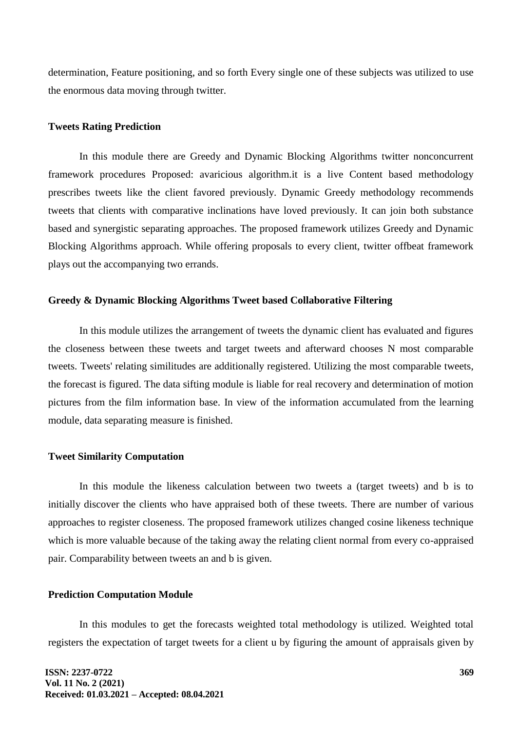determination, Feature positioning, and so forth Every single one of these subjects was utilized to use the enormous data moving through twitter.

### Tweets Rating Prediction

In this module there are Greedy and Dynamic Blocking Algorithms twitter nonconcurrent framework procedures Proposed: avaricious algorithm.it is a live Content based methodology prescribes tweets like the client favored previously. Dynamic Greedy methodology recommends tweets that clients with comparative inclinations have loved previously. It can join both substance based and synergistic separating approaches. The proposed framework utilizes Greedy and Dynamic Blocking Algorithms approach. While offering proposals to every client, twitter offbeat framework plays out the accompanying two errands.

### Greedy & Dynamic Blocking Algorithms Tweet based Collaborative Filtering

In this module utilizes the arrangement of tweets the dynamic client has evaluated and figures the closeness between these tweets and target tweets and afterward chooses N most comparable tweets. Tweets' relating similitudes are additionally registered. Utilizing the most comparable tweets, the forecast is figured. The data sifting module is liable for real recovery and determination of motion pictures from the film information base. In view of the information accumulated from the learning module, data separating measure is finished.

### Tweet Similarity Computation

In this module the likeness calculation between two tweets a (target tweets) and b is to initially discover the clients who have appraised both of these tweets. There are number of various approaches to register closeness. The proposed framework utilizes changed cosine likeness technique which is more valuable because of the taking away the relating client normal from every co-appraised pair. Comparability between tweets an and b is given.

### Prediction Computation Module

In this modules to get the forecasts weighted total methodology is utilized. Weighted total registers the expectation of target tweets for a client u by figuring the amount of appraisals given by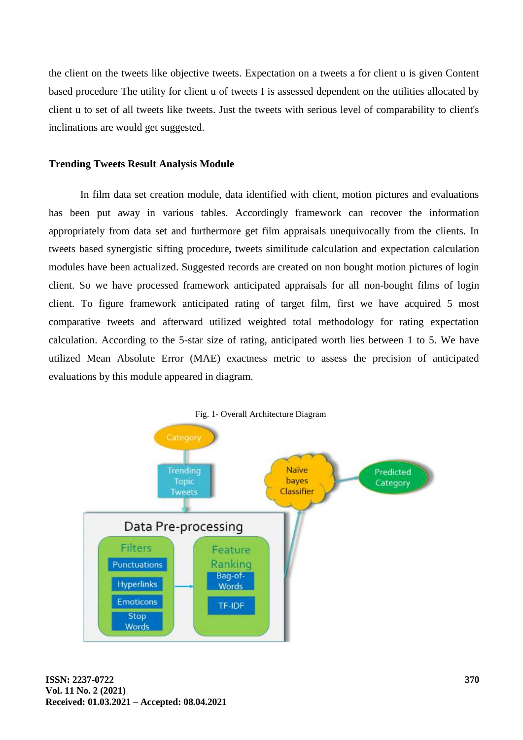the client on the tweets like objective tweets. Expectation on a tweets a for client u is given Content based procedure The utility for client u of tweets I is assessed dependent on the utilities allocated by client u to set of all tweets like tweets. Just the tweets with serious level of comparability to client's inclinations are would get suggested.

**Trending Tweets Result Analysis Module**

In film data set creation module, data identified with client, motion pictures and evaluations has been put away in various tables. Accordingly framework can recover the information appropriately from data set and furthermore get film appraisals unequivocally from the clients. In tweets based synergistic sifting procedure, tweets similitude calculation and expectation calculation modules have been actualized. Suggested records are created on non bought motion pictures of login client. So we have processed framework anticipated appraisals for all non-bought films of login client. To figure framework anticipated rating of target film, first we have acquired 5 most comparative tweets and afterward utilized weighted total methodology for rating expectation calculation. According to the 5-star size of rating, anticipated worth lies between 1 to 5. We have utilized Mean Absolute Error (MAE) exactness metric to assess the precision of anticipated evaluations by this module appeared in diagram.

Fig. 1- Overall Architecture Diagram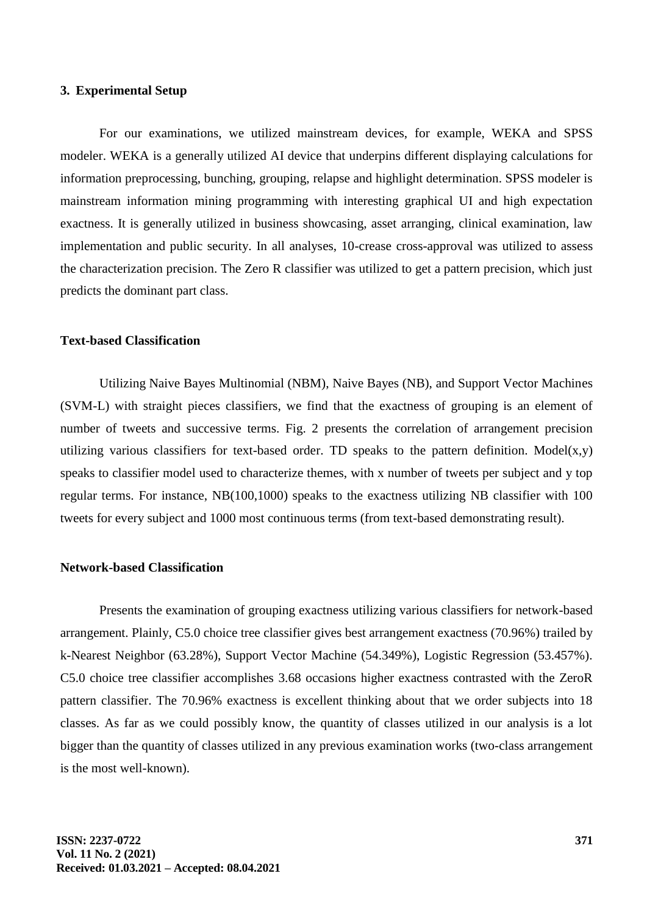## 3. Experimental Setup

For our examinations, we utilized mainstream devices, for example, WEKA and SPSS modeler. WEKA is a generally utilized AI device that underpins different displaying calculations for information preprocessing, bunching, grouping, relapse and highlight determination. SPSS modeler is mainstream information mining programming with interesting graphical UI and high expectation exactness. It is generally utilized in business showcasing, asset arranging, clinical examination, law implementation and public security. In all analyses, 10-crease cross-approval was utilized to assess the characterization precision. The Zero R classifier was utilized to get a pattern precision, which just predicts the dominant part class.

### Text-based Classification

Utilizing Naive Bayes Multinomial (NBM), Naive Bayes (NB), and Support Vector Machines (SVM-L) with straight pieces classifiers, we find that the exactness of grouping is an element of number of tweets and successive terms. Fig. 2 presents the correlation of arrangement precision utilizing various classifiers for text-based order. TD speaks to the pattern definition. Model(x,y) speaks to classifier model used to characterize themes, with x number of tweets per subject and y top regular terms. For instance, NB(100,1000) speaks to the exactness utilizing NB classifier with 100 tweets for every subject and 1000 most continuous terms (from text-based demonstrating result).

### Network-based Classification

Presents the examination of grouping exactness utilizing various classifiers for network-based arrangement. Plainly, C5.0 choice tree classifier gives best arrangement exactness (70.96%) trailed by k-Nearest Neighbor (63.28%), Support Vector Machine (54.349%), Logistic Regression (53.457%). C5.0 choice tree classifier accomplishes 3.68 occasions higher exactness contrasted with the ZeroR pattern classifier. The 70.96% exactness is excellent thinking about that we order subjects into 18 classes. As far as we could possibly know, the quantity of classes utilized in our analysis is a lot bigger than the quantity of classes utilized in any previous examination works (two-class arrangement is the most well-known).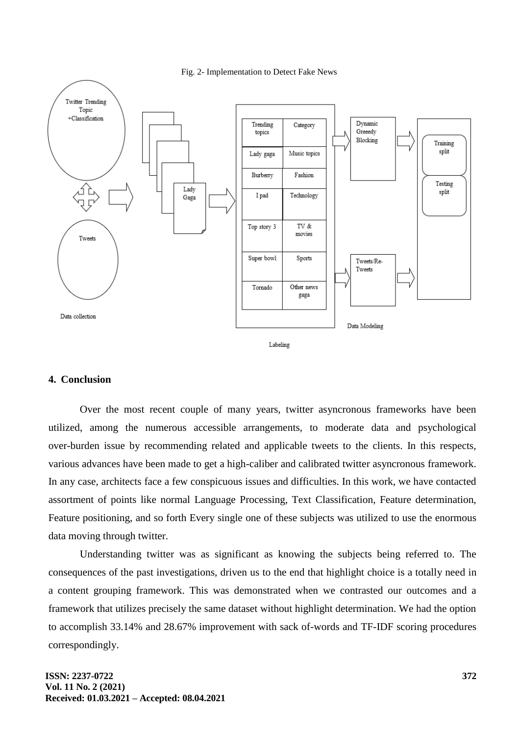Fig. 2- Implementation to Detect Fake News

## 4. Conclusion

Over the most recent couple of many years, twitter asyncronous frameworks have been utilized, among the numerous accessible arrangements, to moderate data and psychological over-burden issue by recommending related and applicable tweets to the clients. In this respects, various advances have been made to get a high-caliber and calibrated twitter asyncronous framework. In any case, architects face a few conspicuous issues and difficulties. In this work, we have contacted assortment of points like normal Language Processing, Text Classification, Feature determination, Feature positioning, and so forth Every single one of these subjects was utilized to use the enormous data moving through twitter.

Understanding twitter was as significant as knowing the subjects being referred to. The consequences of the past investigations, driven us to the end that highlight choice is a totally need in a content grouping framework. This was demonstrated when we contrasted our outcomes and a framework that utilizes precisely the same dataset without highlight determination. We had the option to accomplish 33.14% and 28.67% improvement with sack of-words and TF-IDF scoring procedures correspondingly.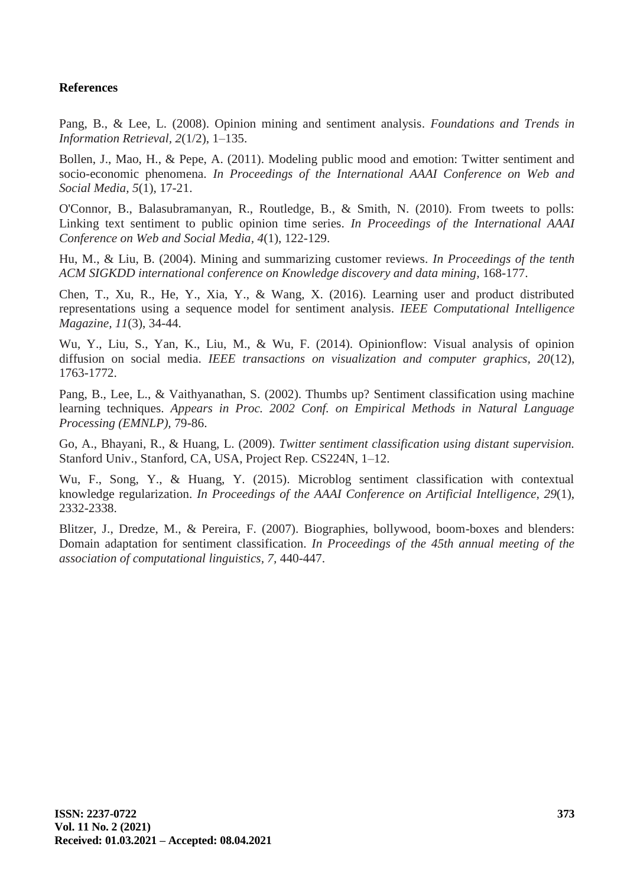**References**

Pang, B., & Lee, L. (2008). Opinion mining and sentiment analysis. *Foundations and Trends in Information Retrieval, 2*(1/2), 1–135.

Bollen, J., Mao, H., & Pepe, A. (2011). Modeling public mood and emotion: Twitter sentiment and socio-economic phenomena. *In Proceedings of the International AAAI Conference on Web and Social Media, 5*(1), 17-21.

O'Connor, B., Balasubramanyan, R., Routledge, B., & Smith, N. (2010). From tweets to polls: Linking text sentiment to public opinion time series. *In Proceedings of the International AAAI Conference on Web and Social Media, 4*(1), 122-129.

Hu, M., & Liu, B. (2004). Mining and summarizing customer reviews. *In Proceedings of the tenth ACM SIGKDD international conference on Knowledge discovery and data mining,* 168-177.

Chen, T., Xu, R., He, Y., Xia, Y., & Wang, X. (2016). Learning user and product distributed representations using a sequence model for sentiment analysis. *IEEE Computational Intelligence Magazine, 11*(3), 34-44.

Wu, Y., Liu, S., Yan, K., Liu, M., & Wu, F. (2014). Opinionflow: Visual analysis of opinion diffusion on social media. *IEEE transactions on visualization and computer graphics, 20*(12), 1763-1772.

Pang, B., Lee, L., & Vaithyanathan, S. (2002). Thumbs up? Sentiment classification using machine learning techniques. *Appears in Proc. 2002 Conf. on Empirical Methods in Natural Language Processing (EMNLP),* 79-86.

Go, A., Bhayani, R., & Huang, L. (2009). *Twitter sentiment classification using distant supervision.* Stanford Univ., Stanford, CA, USA, Project Rep. CS224N, 1–12.

Wu, F., Song, Y., & Huang, Y. (2015). Microblog sentiment classification with contextual knowledge regularization. *In Proceedings of the AAAI Conference on Artificial Intelligence, 29*(1), 2332-2338.

Blitzer, J., Dredze, M., & Pereira, F. (2007). Biographies, bollywood, boom-boxes and blenders: Domain adaptation for sentiment classification. *In Proceedings of the 45th annual meeting of the association of computational linguistics, 7,* 440-447.